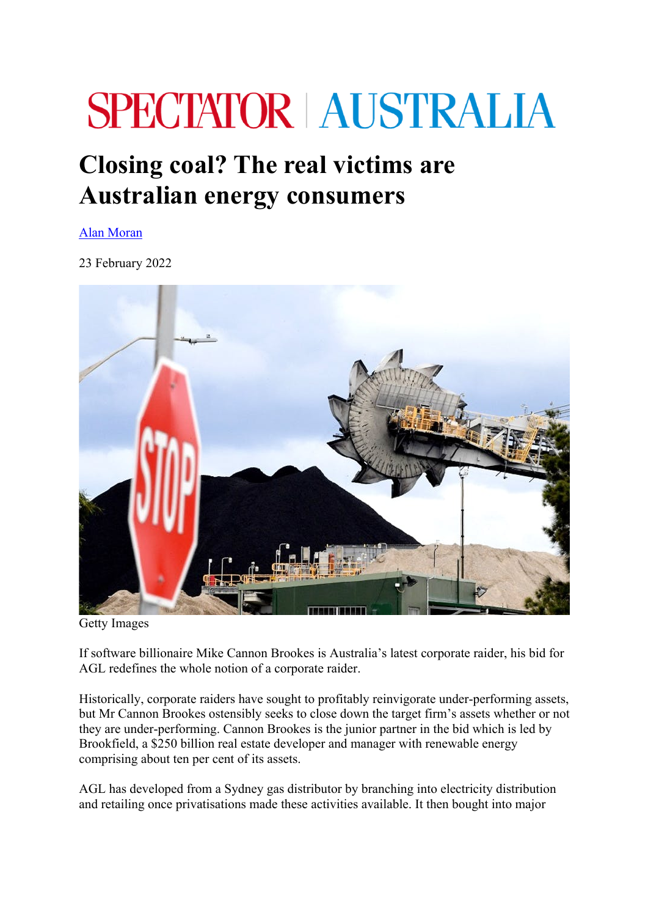SPECTATOR | AUSTRALIA

# Closing coal? The real victims are Australian energy consumers

[Alan Moran](#)

23 February 2022

Getty Images

If software billionaire Mike Cannon Brookes is Australia's latest corporate raider, his bid for AGL redefines the whole notion of a corporate raider.

Historically, corporate raiders have sought to profitably reinvigorate under-performing assets, but Mr Cannon Brookes ostensibly seeks to close down the target firm's assets whether or not they are under-performing. Cannon Brookes is the junior partner in the bid which is led by Brookfield, a $250 billion real estate developer and manager with renewable energy comprising about ten per cent of its assets.

AGL has developed from a Sydney gas distributor by branching into electricity distribution and retailing once privatisations made these activities available. It then bought into major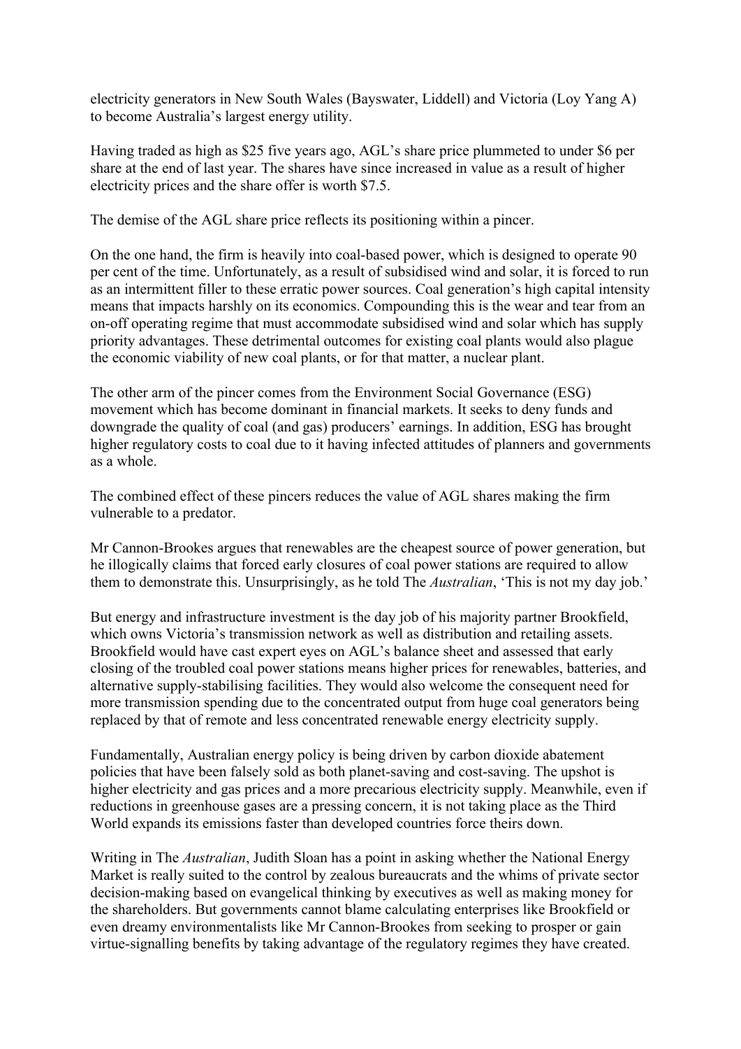electricity generators in New South Wales (Bayswater, Liddell) and Victoria (Loy Yang A) to become Australia's largest energy utility.

Having traded as high as $25 five years ago, AGL's share price plummeted to under $6 per share at the end of last year. The shares have since increased in value as a result of higher electricity prices and the share offer is worth $7.5.

The demise of the AGL share price reflects its positioning within a pincer.

On the one hand, the firm is heavily into coal-based power, which is designed to operate 90 per cent of the time. Unfortunately, as a result of subsidised wind and solar, it is forced to run as an intermittent filler to these erratic power sources. Coal generation's high capital intensity means that impacts harshly on its economics. Compounding this is the wear and tear from an on-off operating regime that must accommodate subsidised wind and solar which has supply priority advantages. These detrimental outcomes for existing coal plants would also plague the economic viability of new coal plants, or for that matter, a nuclear plant.

The other arm of the pincer comes from the Environment Social Governance (ESG) movement which has become dominant in financial markets. It seeks to deny funds and downgrade the quality of coal (and gas) producers' earnings. In addition, ESG has brought higher regulatory costs to coal due to it having infected attitudes of planners and governments as a whole.

The combined effect of these pincers reduces the value of AGL shares making the firm vulnerable to a predator.

Mr Cannon-Brookes argues that renewables are the cheapest source of power generation, but he illogically claims that forced early closures of coal power stations are required to allow them to demonstrate this. Unsurprisingly, as he told The *Australian*, 'This is not my day job.'

But energy and infrastructure investment is the day job of his majority partner Brookfield, which owns Victoria's transmission network as well as distribution and retailing assets. Brookfield would have cast expert eyes on AGL's balance sheet and assessed that early closing of the troubled coal power stations means higher prices for renewables, batteries, and alternative supply-stabilising facilities. They would also welcome the consequent need for more transmission spending due to the concentrated output from huge coal generators being replaced by that of remote and less concentrated renewable energy electricity supply.

Fundamentally, Australian energy policy is being driven by carbon dioxide abatement policies that have been falsely sold as both planet-saving and cost-saving. The upshot is higher electricity and gas prices and a more precarious electricity supply. Meanwhile, even if reductions in greenhouse gases are a pressing concern, it is not taking place as the Third World expands its emissions faster than developed countries force theirs down.

Writing in The *Australian*, Judith Sloan has a point in asking whether the National Energy Market is really suited to the control by zealous bureaucrats and the whims of private sector decision-making based on evangelical thinking by executives as well as making money for the shareholders. But governments cannot blame calculating enterprises like Brookfield or even dreamy environmentalists like Mr Cannon-Brookes from seeking to prosper or gain virtue-signalling benefits by taking advantage of the regulatory regimes they have created.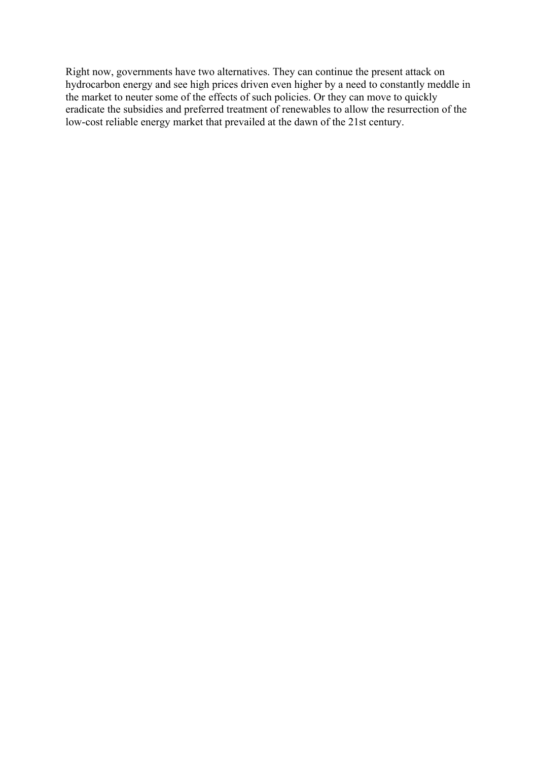Right now, governments have two alternatives. They can continue the present attack on hydrocarbon energy and see high prices driven even higher by a need to constantly meddle in the market to neuter some of the effects of such policies. Or they can move to quickly eradicate the subsidies and preferred treatment of renewables to allow the resurrection of the low-cost reliable energy market that prevailed at the dawn of the 21st century.